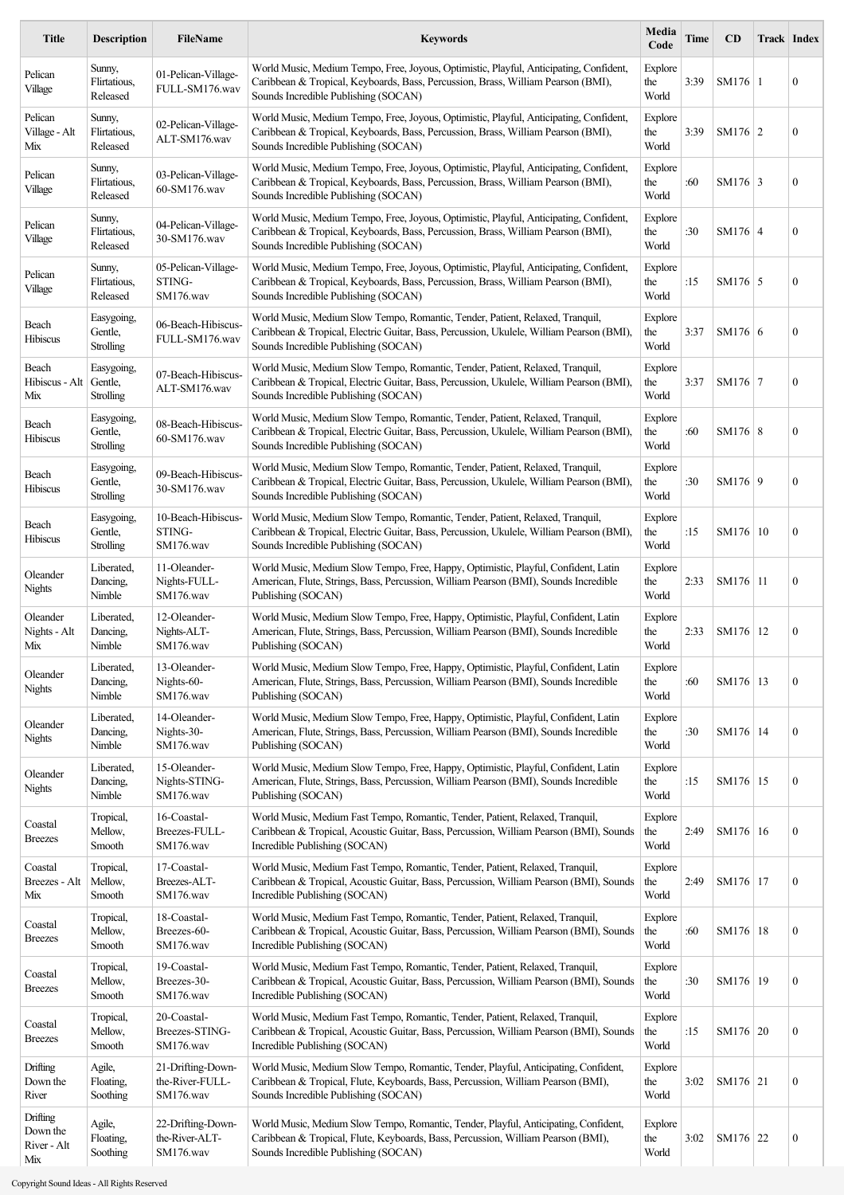| Title | Description | FileName | Keywords | Media Code | Time | CD | Track | Index |
|---|---|---|---|---|---|---|---|---|
| Pelican Village | Sunny, Flirtatious, Released | 01-Pelican-Village-FULL-SM176.wav | World Music, Medium Tempo, Free, Joyous, Optimistic, Playful, Anticipating, Confident, Caribbean & Tropical, Keyboards, Bass, Percussion, Brass, William Pearson (BMI), Sounds Incredible Publishing (SOCAN) | Explore the World | 3:39 | SM176 | 1 | 0 |
| Pelican Village - Alt Mix | Sunny, Flirtatious, Released | 02-Pelican-Village-ALT-SM176.wav | World Music, Medium Tempo, Free, Joyous, Optimistic, Playful, Anticipating, Confident, Caribbean & Tropical, Keyboards, Bass, Percussion, Brass, William Pearson (BMI), Sounds Incredible Publishing (SOCAN) | Explore the World | 3:39 | SM176 | 2 | 0 |
| Pelican Village | Sunny, Flirtatious, Released | 03-Pelican-Village-60-SM176.wav | World Music, Medium Tempo, Free, Joyous, Optimistic, Playful, Anticipating, Confident, Caribbean & Tropical, Keyboards, Bass, Percussion, Brass, William Pearson (BMI), Sounds Incredible Publishing (SOCAN) | Explore the World | :60 | SM176 | 3 | 0 |
| Pelican Village | Sunny, Flirtatious, Released | 04-Pelican-Village-30-SM176.wav | World Music, Medium Tempo, Free, Joyous, Optimistic, Playful, Anticipating, Confident, Caribbean & Tropical, Keyboards, Bass, Percussion, Brass, William Pearson (BMI), Sounds Incredible Publishing (SOCAN) | Explore the World | :30 | SM176 | 4 | 0 |
| Pelican Village | Sunny, Flirtatious, Released | 05-Pelican-Village-STING-SM176.wav | World Music, Medium Tempo, Free, Joyous, Optimistic, Playful, Anticipating, Confident, Caribbean & Tropical, Keyboards, Bass, Percussion, Brass, William Pearson (BMI), Sounds Incredible Publishing (SOCAN) | Explore the World | :15 | SM176 | 5 | 0 |
| Beach Hibiscus | Easygoing, Gentle, Strolling | 06-Beach-Hibiscus-FULL-SM176.wav | World Music, Medium Slow Tempo, Romantic, Tender, Patient, Relaxed, Tranquil, Caribbean & Tropical, Electric Guitar, Bass, Percussion, Ukulele, William Pearson (BMI), Sounds Incredible Publishing (SOCAN) | Explore the World | 3:37 | SM176 | 6 | 0 |
| Beach Hibiscus - Alt Mix | Easygoing, Gentle, Strolling | 07-Beach-Hibiscus-ALT-SM176.wav | World Music, Medium Slow Tempo, Romantic, Tender, Patient, Relaxed, Tranquil, Caribbean & Tropical, Electric Guitar, Bass, Percussion, Ukulele, William Pearson (BMI), Sounds Incredible Publishing (SOCAN) | Explore the World | 3:37 | SM176 | 7 | 0 |
| Beach Hibiscus | Easygoing, Gentle, Strolling | 08-Beach-Hibiscus-60-SM176.wav | World Music, Medium Slow Tempo, Romantic, Tender, Patient, Relaxed, Tranquil, Caribbean & Tropical, Electric Guitar, Bass, Percussion, Ukulele, William Pearson (BMI), Sounds Incredible Publishing (SOCAN) | Explore the World | :60 | SM176 | 8 | 0 |
| Beach Hibiscus | Easygoing, Gentle, Strolling | 09-Beach-Hibiscus-30-SM176.wav | World Music, Medium Slow Tempo, Romantic, Tender, Patient, Relaxed, Tranquil, Caribbean & Tropical, Electric Guitar, Bass, Percussion, Ukulele, William Pearson (BMI), Sounds Incredible Publishing (SOCAN) | Explore the World | :30 | SM176 | 9 | 0 |
| Beach Hibiscus | Easygoing, Gentle, Strolling | 10-Beach-Hibiscus-STING-SM176.wav | World Music, Medium Slow Tempo, Romantic, Tender, Patient, Relaxed, Tranquil, Caribbean & Tropical, Electric Guitar, Bass, Percussion, Ukulele, William Pearson (BMI), Sounds Incredible Publishing (SOCAN) | Explore the World | :15 | SM176 | 10 | 0 |
| Oleander Nights | Liberated, Dancing, Nimble | 11-Oleander-Nights-FULL-SM176.wav | World Music, Medium Slow Tempo, Free, Happy, Optimistic, Playful, Confident, Latin American, Flute, Strings, Bass, Percussion, William Pearson (BMI), Sounds Incredible Publishing (SOCAN) | Explore the World | 2:33 | SM176 | 11 | 0 |
| Oleander Nights - Alt Mix | Liberated, Dancing, Nimble | 12-Oleander-Nights-ALT-SM176.wav | World Music, Medium Slow Tempo, Free, Happy, Optimistic, Playful, Confident, Latin American, Flute, Strings, Bass, Percussion, William Pearson (BMI), Sounds Incredible Publishing (SOCAN) | Explore the World | 2:33 | SM176 | 12 | 0 |
| Oleander Nights | Liberated, Dancing, Nimble | 13-Oleander-Nights-60-SM176.wav | World Music, Medium Slow Tempo, Free, Happy, Optimistic, Playful, Confident, Latin American, Flute, Strings, Bass, Percussion, William Pearson (BMI), Sounds Incredible Publishing (SOCAN) | Explore the World | :60 | SM176 | 13 | 0 |
| Oleander Nights | Liberated, Dancing, Nimble | 14-Oleander-Nights-30-SM176.wav | World Music, Medium Slow Tempo, Free, Happy, Optimistic, Playful, Confident, Latin American, Flute, Strings, Bass, Percussion, William Pearson (BMI), Sounds Incredible Publishing (SOCAN) | Explore the World | :30 | SM176 | 14 | 0 |
| Oleander Nights | Liberated, Dancing, Nimble | 15-Oleander-Nights-STING-SM176.wav | World Music, Medium Slow Tempo, Free, Happy, Optimistic, Playful, Confident, Latin American, Flute, Strings, Bass, Percussion, William Pearson (BMI), Sounds Incredible Publishing (SOCAN) | Explore the World | :15 | SM176 | 15 | 0 |
| Coastal Breezes | Tropical, Mellow, Smooth | 16-Coastal-Breezes-FULL-SM176.wav | World Music, Medium Fast Tempo, Romantic, Tender, Patient, Relaxed, Tranquil, Caribbean & Tropical, Acoustic Guitar, Bass, Percussion, William Pearson (BMI), Sounds Incredible Publishing (SOCAN) | Explore the World | 2:49 | SM176 | 16 | 0 |
| Coastal Breezes - Alt Mix | Tropical, Mellow, Smooth | 17-Coastal-Breezes-ALT-SM176.wav | World Music, Medium Fast Tempo, Romantic, Tender, Patient, Relaxed, Tranquil, Caribbean & Tropical, Acoustic Guitar, Bass, Percussion, William Pearson (BMI), Sounds Incredible Publishing (SOCAN) | Explore the World | 2:49 | SM176 | 17 | 0 |
| Coastal Breezes | Tropical, Mellow, Smooth | 18-Coastal-Breezes-60-SM176.wav | World Music, Medium Fast Tempo, Romantic, Tender, Patient, Relaxed, Tranquil, Caribbean & Tropical, Acoustic Guitar, Bass, Percussion, William Pearson (BMI), Sounds Incredible Publishing (SOCAN) | Explore the World | :60 | SM176 | 18 | 0 |
| Coastal Breezes | Tropical, Mellow, Smooth | 19-Coastal-Breezes-30-SM176.wav | World Music, Medium Fast Tempo, Romantic, Tender, Patient, Relaxed, Tranquil, Caribbean & Tropical, Acoustic Guitar, Bass, Percussion, William Pearson (BMI), Sounds Incredible Publishing (SOCAN) | Explore the World | :30 | SM176 | 19 | 0 |
| Coastal Breezes | Tropical, Mellow, Smooth | 20-Coastal-Breezes-STING-SM176.wav | World Music, Medium Fast Tempo, Romantic, Tender, Patient, Relaxed, Tranquil, Caribbean & Tropical, Acoustic Guitar, Bass, Percussion, William Pearson (BMI), Sounds Incredible Publishing (SOCAN) | Explore the World | :15 | SM176 | 20 | 0 |
| Drifting Down the River | Agile, Floating, Soothing | 21-Drifting-Down-the-River-FULL-SM176.wav | World Music, Medium Slow Tempo, Romantic, Tender, Playful, Anticipating, Confident, Caribbean & Tropical, Flute, Keyboards, Bass, Percussion, William Pearson (BMI), Sounds Incredible Publishing (SOCAN) | Explore the World | 3:02 | SM176 | 21 | 0 |
| Drifting Down the River - Alt Mix | Agile, Floating, Soothing | 22-Drifting-Down-the-River-ALT-SM176.wav | World Music, Medium Slow Tempo, Romantic, Tender, Playful, Anticipating, Confident, Caribbean & Tropical, Flute, Keyboards, Bass, Percussion, William Pearson (BMI), Sounds Incredible Publishing (SOCAN) | Explore the World | 3:02 | SM176 | 22 | 0 |

Copyright Sound Ideas - All Rights Reserved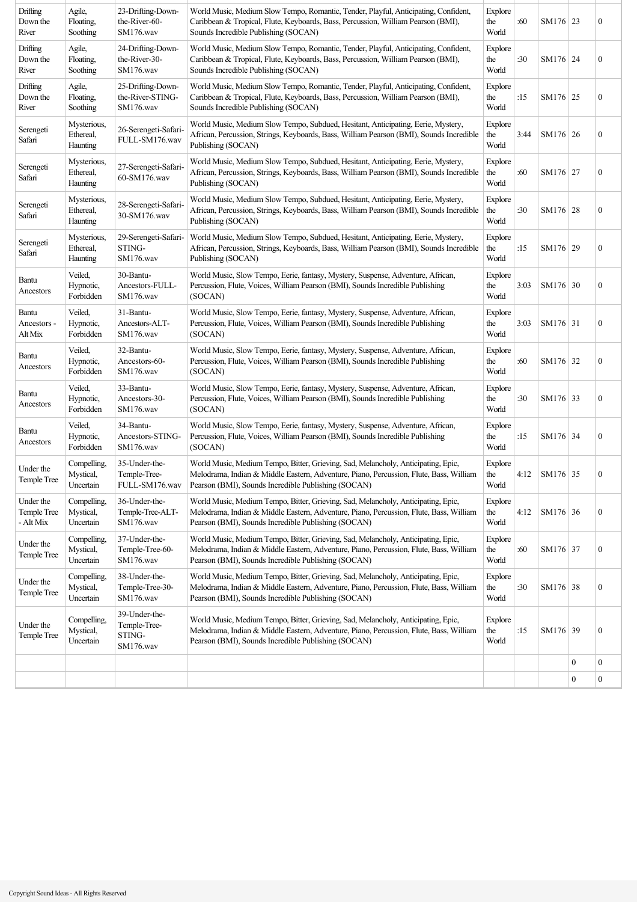| | | | | | | | | |
|---|---|---|---|---|---|---|---|---|
| Drifting Down the River | Agile, Floating, Soothing | 23-Drifting-Down-the-River-60-SM176.wav | World Music, Medium Slow Tempo, Romantic, Tender, Playful, Anticipating, Confident, Caribbean & Tropical, Flute, Keyboards, Bass, Percussion, William Pearson (BMI), Sounds Incredible Publishing (SOCAN) | Explore the World | :60 | SM176 | 23 | 0 |
| Drifting Down the River | Agile, Floating, Soothing | 24-Drifting-Down-the-River-30-SM176.wav | World Music, Medium Slow Tempo, Romantic, Tender, Playful, Anticipating, Confident, Caribbean & Tropical, Flute, Keyboards, Bass, Percussion, William Pearson (BMI), Sounds Incredible Publishing (SOCAN) | Explore the World | :30 | SM176 | 24 | 0 |
| Drifting Down the River | Agile, Floating, Soothing | 25-Drifting-Down-the-River-STING-SM176.wav | World Music, Medium Slow Tempo, Romantic, Tender, Playful, Anticipating, Confident, Caribbean & Tropical, Flute, Keyboards, Bass, Percussion, William Pearson (BMI), Sounds Incredible Publishing (SOCAN) | Explore the World | :15 | SM176 | 25 | 0 |
| Serengeti Safari | Mysterious, Ethereal, Haunting | 26-Serengeti-Safari-FULL-SM176.wav | World Music, Medium Slow Tempo, Subdued, Hesitant, Anticipating, Eerie, Mystery, African, Percussion, Strings, Keyboards, Bass, William Pearson (BMI), Sounds Incredible Publishing (SOCAN) | Explore the World | 3:44 | SM176 | 26 | 0 |
| Serengeti Safari | Mysterious, Ethereal, Haunting | 27-Serengeti-Safari-60-SM176.wav | World Music, Medium Slow Tempo, Subdued, Hesitant, Anticipating, Eerie, Mystery, African, Percussion, Strings, Keyboards, Bass, William Pearson (BMI), Sounds Incredible Publishing (SOCAN) | Explore the World | :60 | SM176 | 27 | 0 |
| Serengeti Safari | Mysterious, Ethereal, Haunting | 28-Serengeti-Safari-30-SM176.wav | World Music, Medium Slow Tempo, Subdued, Hesitant, Anticipating, Eerie, Mystery, African, Percussion, Strings, Keyboards, Bass, William Pearson (BMI), Sounds Incredible Publishing (SOCAN) | Explore the World | :30 | SM176 | 28 | 0 |
| Serengeti Safari | Mysterious, Ethereal, Haunting | 29-Serengeti-Safari-STING-SM176.wav | World Music, Medium Slow Tempo, Subdued, Hesitant, Anticipating, Eerie, Mystery, African, Percussion, Strings, Keyboards, Bass, William Pearson (BMI), Sounds Incredible Publishing (SOCAN) | Explore the World | :15 | SM176 | 29 | 0 |
| Bantu Ancestors | Veiled, Hypnotic, Forbidden | 30-Bantu-Ancestors-FULL-SM176.wav | World Music, Slow Tempo, Eerie, fantasy, Mystery, Suspense, Adventure, African, Percussion, Flute, Voices, William Pearson (BMI), Sounds Incredible Publishing (SOCAN) | Explore the World | 3:03 | SM176 | 30 | 0 |
| Bantu Ancestors - Alt Mix | Veiled, Hypnotic, Forbidden | 31-Bantu-Ancestors-ALT-SM176.wav | World Music, Slow Tempo, Eerie, fantasy, Mystery, Suspense, Adventure, African, Percussion, Flute, Voices, William Pearson (BMI), Sounds Incredible Publishing (SOCAN) | Explore the World | 3:03 | SM176 | 31 | 0 |
| Bantu Ancestors | Veiled, Hypnotic, Forbidden | 32-Bantu-Ancestors-60-SM176.wav | World Music, Slow Tempo, Eerie, fantasy, Mystery, Suspense, Adventure, African, Percussion, Flute, Voices, William Pearson (BMI), Sounds Incredible Publishing (SOCAN) | Explore the World | :60 | SM176 | 32 | 0 |
| Bantu Ancestors | Veiled, Hypnotic, Forbidden | 33-Bantu-Ancestors-30-SM176.wav | World Music, Slow Tempo, Eerie, fantasy, Mystery, Suspense, Adventure, African, Percussion, Flute, Voices, William Pearson (BMI), Sounds Incredible Publishing (SOCAN) | Explore the World | :30 | SM176 | 33 | 0 |
| Bantu Ancestors | Veiled, Hypnotic, Forbidden | 34-Bantu-Ancestors-STING-SM176.wav | World Music, Slow Tempo, Eerie, fantasy, Mystery, Suspense, Adventure, African, Percussion, Flute, Voices, William Pearson (BMI), Sounds Incredible Publishing (SOCAN) | Explore the World | :15 | SM176 | 34 | 0 |
| Under the Temple Tree | Compelling, Mystical, Uncertain | 35-Under-the-Temple-Tree-FULL-SM176.wav | World Music, Medium Tempo, Bitter, Grieving, Sad, Melancholy, Anticipating, Epic, Melodrama, Indian & Middle Eastern, Adventure, Piano, Percussion, Flute, Bass, William Pearson (BMI), Sounds Incredible Publishing (SOCAN) | Explore the World | 4:12 | SM176 | 35 | 0 |
| Under the Temple Tree - Alt Mix | Compelling, Mystical, Uncertain | 36-Under-the-Temple-Tree-ALT-SM176.wav | World Music, Medium Tempo, Bitter, Grieving, Sad, Melancholy, Anticipating, Epic, Melodrama, Indian & Middle Eastern, Adventure, Piano, Percussion, Flute, Bass, William Pearson (BMI), Sounds Incredible Publishing (SOCAN) | Explore the World | 4:12 | SM176 | 36 | 0 |
| Under the Temple Tree | Compelling, Mystical, Uncertain | 37-Under-the-Temple-Tree-60-SM176.wav | World Music, Medium Tempo, Bitter, Grieving, Sad, Melancholy, Anticipating, Epic, Melodrama, Indian & Middle Eastern, Adventure, Piano, Percussion, Flute, Bass, William Pearson (BMI), Sounds Incredible Publishing (SOCAN) | Explore the World | :60 | SM176 | 37 | 0 |
| Under the Temple Tree | Compelling, Mystical, Uncertain | 38-Under-the-Temple-Tree-30-SM176.wav | World Music, Medium Tempo, Bitter, Grieving, Sad, Melancholy, Anticipating, Epic, Melodrama, Indian & Middle Eastern, Adventure, Piano, Percussion, Flute, Bass, William Pearson (BMI), Sounds Incredible Publishing (SOCAN) | Explore the World | :30 | SM176 | 38 | 0 |
| Under the Temple Tree | Compelling, Mystical, Uncertain | 39-Under-the-Temple-Tree-STING-SM176.wav | World Music, Medium Tempo, Bitter, Grieving, Sad, Melancholy, Anticipating, Epic, Melodrama, Indian & Middle Eastern, Adventure, Piano, Percussion, Flute, Bass, William Pearson (BMI), Sounds Incredible Publishing (SOCAN) | Explore the World | :15 | SM176 | 39 | 0 |
| | | | | | | | 0 | 0 |
| | | | | | | | 0 | 0 |

Copyright Sound Ideas - All Rights Reserved